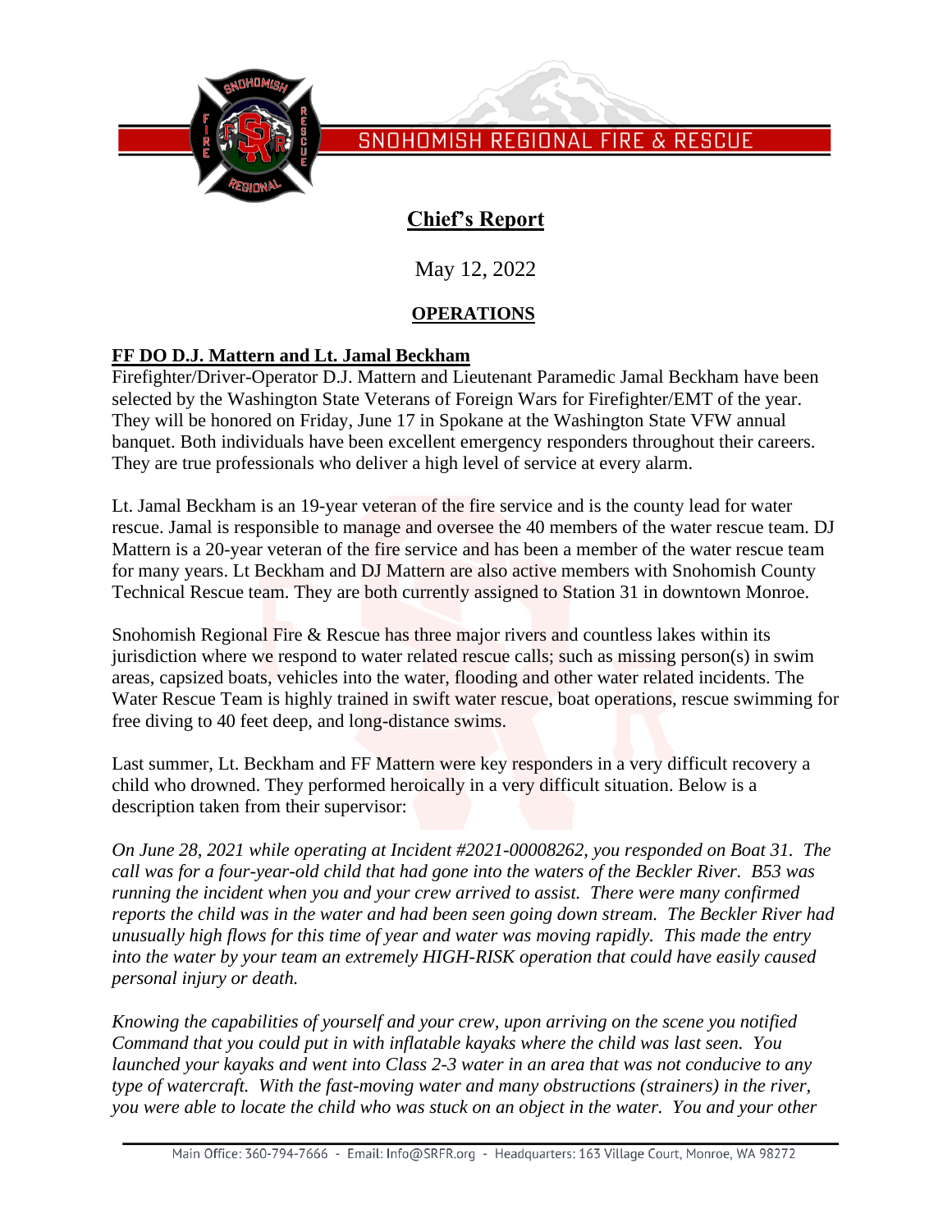SNOHOMISH REGIONAL FIRE & RESCUE

# Chief's Report

May 12, 2022

## OPERATIONS

### FF DO D.J. Mattern and Lt. Jamal Beckham

Firefighter/Driver-Operator D.J. Mattern and Lieutenant Paramedic Jamal Beckham have been selected by the Washington State Veterans of Foreign Wars for Firefighter/EMT of the year. They will be honored on Friday, June 17 in Spokane at the Washington State VFW annual banquet. Both individuals have been excellent emergency responders throughout their careers. They are true professionals who deliver a high level of service at every alarm.

Lt. Jamal Beckham is an 19-year veteran of the fire service and is the county lead for water rescue. Jamal is responsible to manage and oversee the 40 members of the water rescue team. DJ Mattern is a 20-year veteran of the fire service and has been a member of the water rescue team for many years. Lt Beckham and DJ Mattern are also active members with Snohomish County Technical Rescue team. They are both currently assigned to Station 31 in downtown Monroe.

Snohomish Regional Fire & Rescue has three major rivers and countless lakes within its jurisdiction where we respond to water related rescue calls; such as missing person(s) in swim areas, capsized boats, vehicles into the water, flooding and other water related incidents. The Water Rescue Team is highly trained in swift water rescue, boat operations, rescue swimming for free diving to 40 feet deep, and long-distance swims.

Last summer, Lt. Beckham and FF Mattern were key responders in a very difficult recovery a child who drowned. They performed heroically in a very difficult situation. Below is a description taken from their supervisor:

*On June 28, 2021 while operating at Incident #2021-00008262, you responded on Boat 31. The call was for a four-year-old child that had gone into the waters of the Beckler River. B53 was running the incident when you and your crew arrived to assist. There were many confirmed reports the child was in the water and had been seen going down stream. The Beckler River had unusually high flows for this time of year and water was moving rapidly. This made the entry into the water by your team an extremely HIGH-RISK operation that could have easily caused personal injury or death.*

*Knowing the capabilities of yourself and your crew, upon arriving on the scene you notified Command that you could put in with inflatable kayaks where the child was last seen. You launched your kayaks and went into Class 2-3 water in an area that was not conducive to any type of watercraft. With the fast-moving water and many obstructions (strainers) in the river, you were able to locate the child who was stuck on an object in the water. You and your other*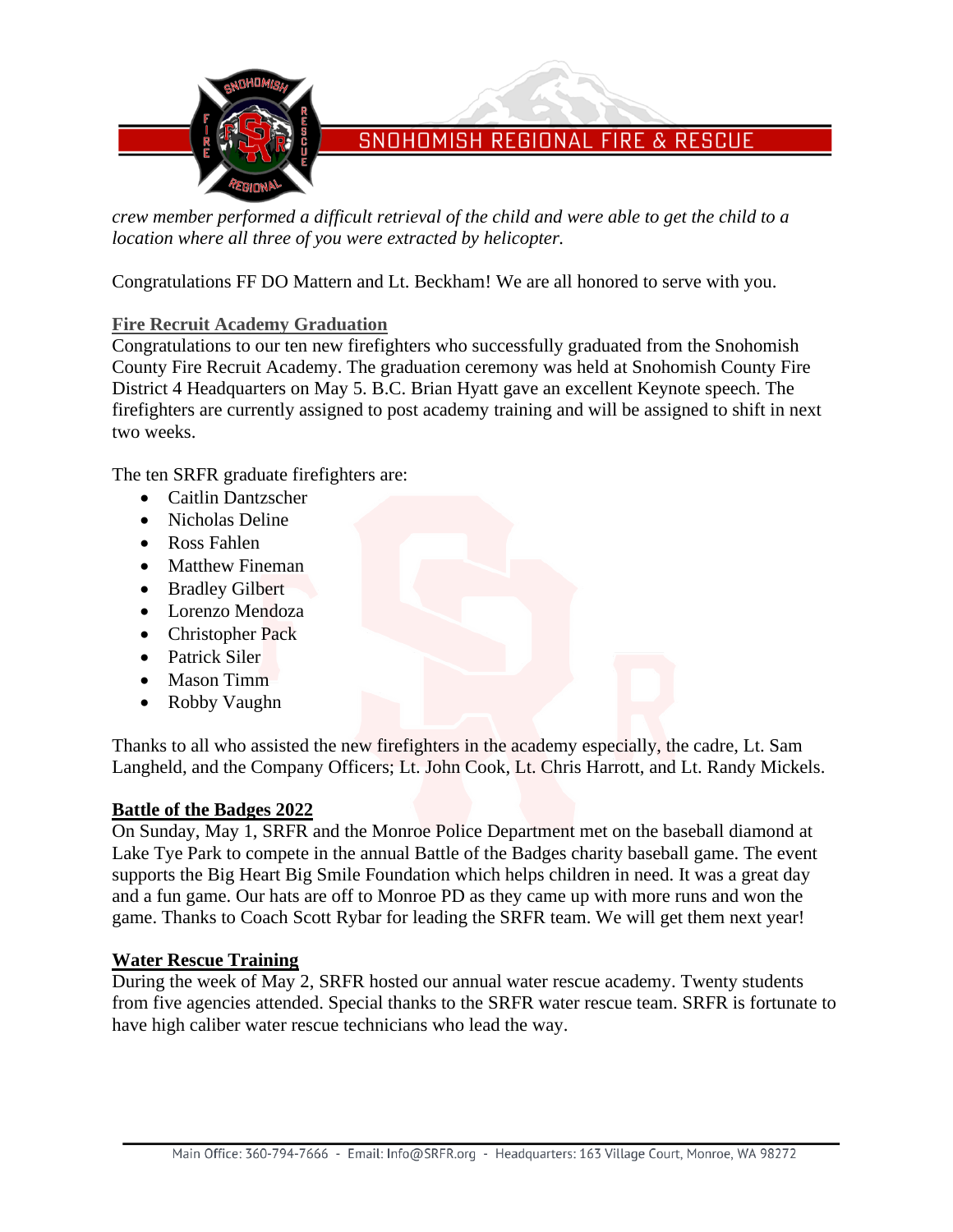*crew member performed a difficult retrieval of the child and were able to get the child to a location where all three of you were extracted by helicopter.*

Congratulations FF DO Mattern and Lt. Beckham! We are all honored to serve with you.

## Fire Recruit Academy Graduation

Congratulations to our ten new firefighters who successfully graduated from the Snohomish County Fire Recruit Academy. The graduation ceremony was held at Snohomish County Fire District 4 Headquarters on May 5. B.C. Brian Hyatt gave an excellent Keynote speech. The firefighters are currently assigned to post academy training and will be assigned to shift in next two weeks.

The ten SRFR graduate firefighters are:

- Caitlin Dantzscher
- Nicholas Deline
- Ross Fahlen
- Matthew Fineman
- Bradley Gilbert
- Lorenzo Mendoza
- Christopher Pack
- Patrick Siler
- Mason Timm
- Robby Vaughn

Thanks to all who assisted the new firefighters in the academy especially, the cadre, Lt. Sam Langheld, and the Company Officers; Lt. John Cook, Lt. Chris Harrott, and Lt. Randy Mickels.

## Battle of the Badges 2022

On Sunday, May 1, SRFR and the Monroe Police Department met on the baseball diamond at Lake Tye Park to compete in the annual Battle of the Badges charity baseball game. The event supports the Big Heart Big Smile Foundation which helps children in need. It was a great day and a fun game. Our hats are off to Monroe PD as they came up with more runs and won the game. Thanks to Coach Scott Rybar for leading the SRFR team. We will get them next year!

## Water Rescue Training

During the week of May 2, SRFR hosted our annual water rescue academy. Twenty students from five agencies attended. Special thanks to the SRFR water rescue team. SRFR is fortunate to have high caliber water rescue technicians who lead the way.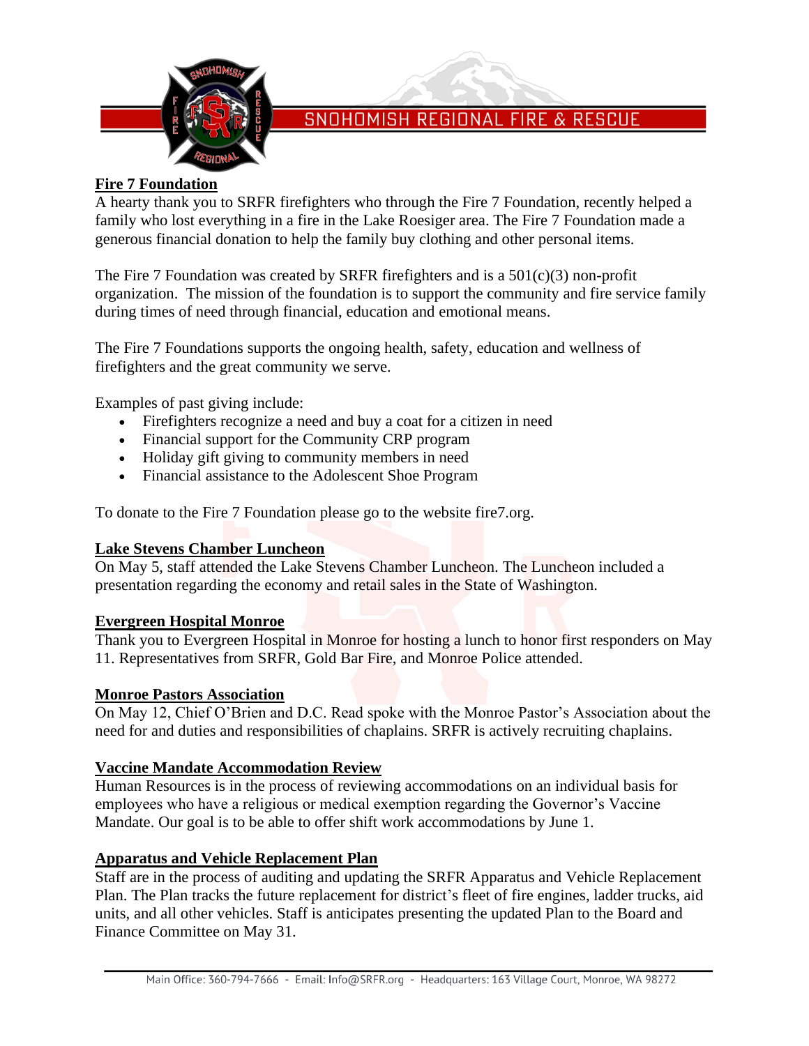## Fire 7 Foundation

A hearty thank you to SRFR firefighters who through the Fire 7 Foundation, recently helped a family who lost everything in a fire in the Lake Roesiger area. The Fire 7 Foundation made a generous financial donation to help the family buy clothing and other personal items.

The Fire 7 Foundation was created by SRFR firefighters and is a 501(c)(3) non-profit organization. The mission of the foundation is to support the community and fire service family during times of need through financial, education and emotional means.

The Fire 7 Foundations supports the ongoing health, safety, education and wellness of firefighters and the great community we serve.

Examples of past giving include:

- Firefighters recognize a need and buy a coat for a citizen in need
- Financial support for the Community CRP program
- Holiday gift giving to community members in need
- Financial assistance to the Adolescent Shoe Program

To donate to the Fire 7 Foundation please go to the website fire7.org.

## Lake Stevens Chamber Luncheon

On May 5, staff attended the Lake Stevens Chamber Luncheon. The Luncheon included a presentation regarding the economy and retail sales in the State of Washington.

## Evergreen Hospital Monroe

Thank you to Evergreen Hospital in Monroe for hosting a lunch to honor first responders on May 11. Representatives from SRFR, Gold Bar Fire, and Monroe Police attended.

## Monroe Pastors Association

On May 12, Chief O'Brien and D.C. Read spoke with the Monroe Pastor's Association about the need for and duties and responsibilities of chaplains. SRFR is actively recruiting chaplains.

## Vaccine Mandate Accommodation Review

Human Resources is in the process of reviewing accommodations on an individual basis for employees who have a religious or medical exemption regarding the Governor's Vaccine Mandate. Our goal is to be able to offer shift work accommodations by June 1.

## Apparatus and Vehicle Replacement Plan

Staff are in the process of auditing and updating the SRFR Apparatus and Vehicle Replacement Plan. The Plan tracks the future replacement for district's fleet of fire engines, ladder trucks, aid units, and all other vehicles. Staff is anticipates presenting the updated Plan to the Board and Finance Committee on May 31.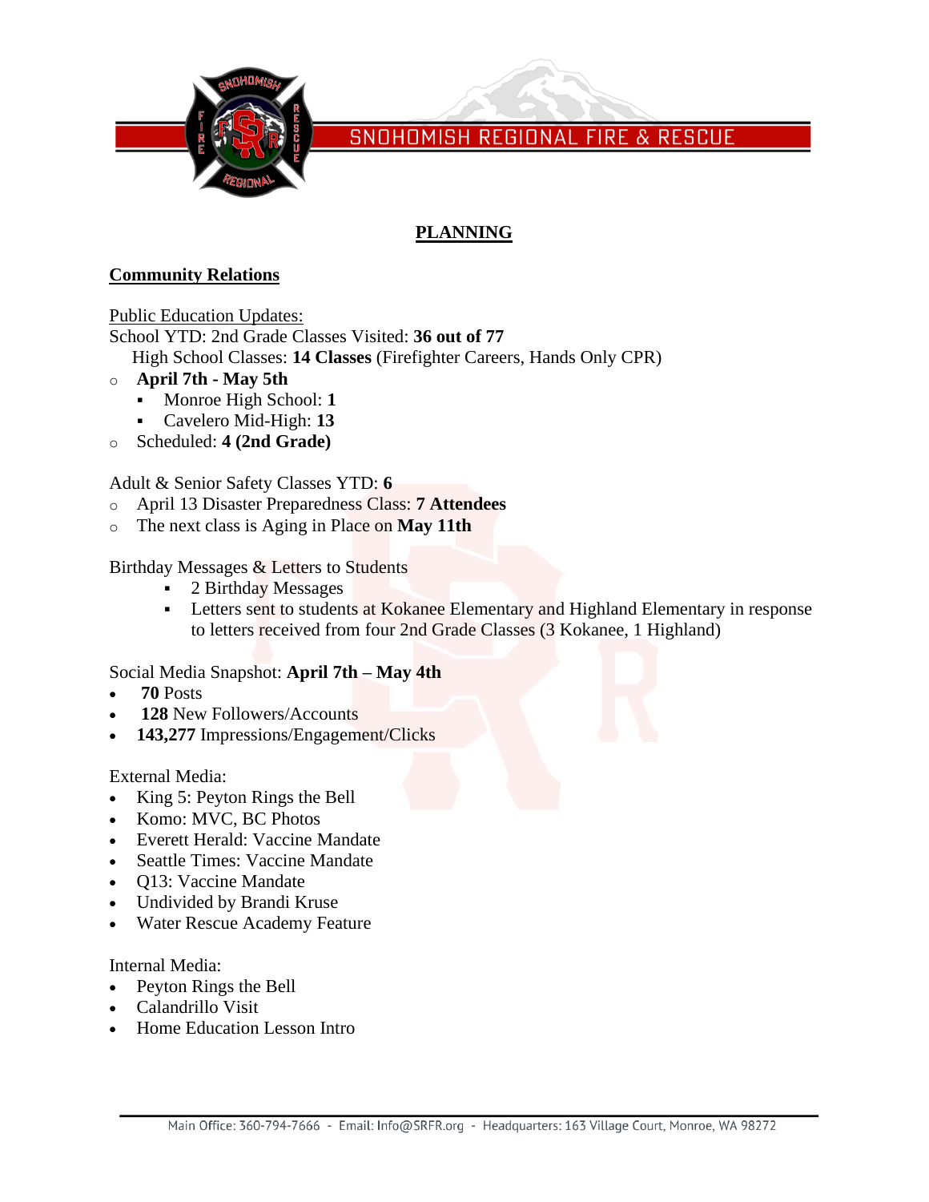# PLANNING

## Community Relations

Public Education Updates:

School YTD: 2nd Grade Classes Visited: **36 out of 77**

High School Classes: **14 Classes** (Firefighter Careers, Hands Only CPR)

- **April 7th - May 5th**
  - Monroe High School: **1**
  - Cavelero Mid-High: **13**
- Scheduled: **4 (2nd Grade)**

Adult & Senior Safety Classes YTD: **6**

- April 13 Disaster Preparedness Class: **7 Attendees**
- The next class is Aging in Place on **May 11th**

Birthday Messages & Letters to Students

- 2 Birthday Messages
- Letters sent to students at Kokanee Elementary and Highland Elementary in response to letters received from four 2nd Grade Classes (3 Kokanee, 1 Highland)

Social Media Snapshot: **April 7th – May 4th**

- **70** Posts
- **128** New Followers/Accounts
- **143,277** Impressions/Engagement/Clicks

External Media:

- King 5: Peyton Rings the Bell
- Komo: MVC, BC Photos
- Everett Herald: Vaccine Mandate
- Seattle Times: Vaccine Mandate
- Q13: Vaccine Mandate
- Undivided by Brandi Kruse
- Water Rescue Academy Feature

Internal Media:

- Peyton Rings the Bell
- Calandrillo Visit
- Home Education Lesson Intro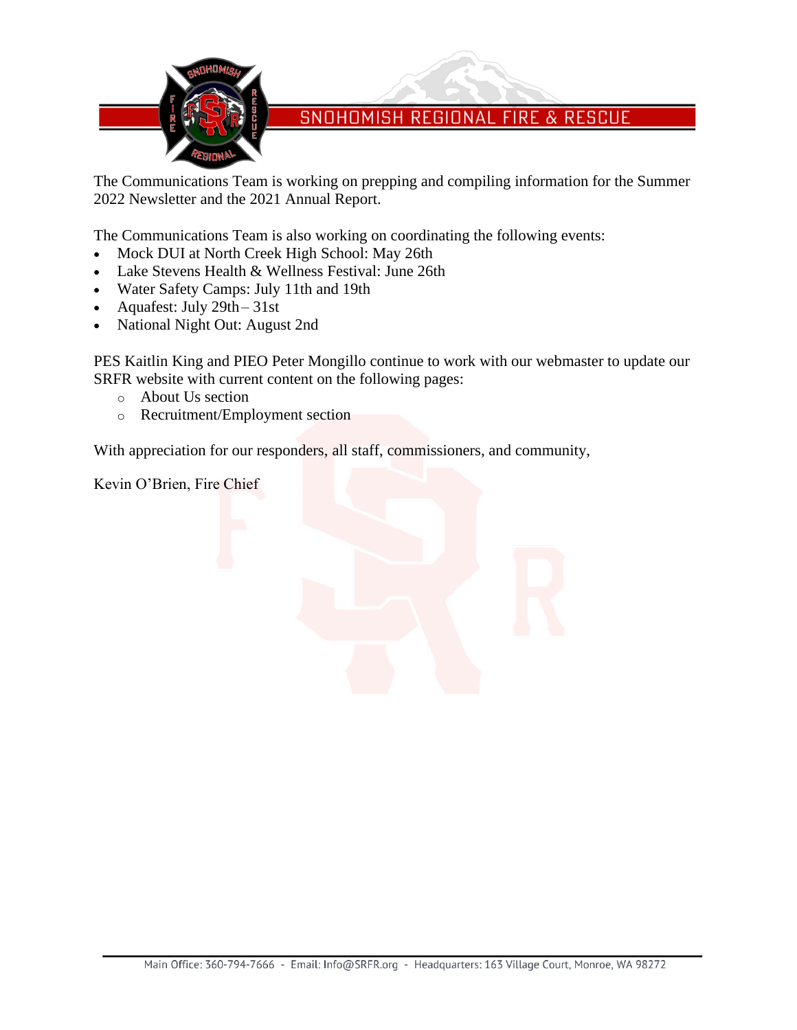The Communications Team is working on prepping and compiling information for the Summer 2022 Newsletter and the 2021 Annual Report.

The Communications Team is also working on coordinating the following events:

- Mock DUI at North Creek High School: May 26th
- Lake Stevens Health & Wellness Festival: June 26th
- Water Safety Camps: July 11th and 19th
- Aquafest: July 29th – 31st
- National Night Out: August 2nd

PES Kaitlin King and PIEO Peter Mongillo continue to work with our webmaster to update our SRFR website with current content on the following pages:

- About Us section
- Recruitment/Employment section

With appreciation for our responders, all staff, commissioners, and community,

Kevin O'Brien, Fire Chief